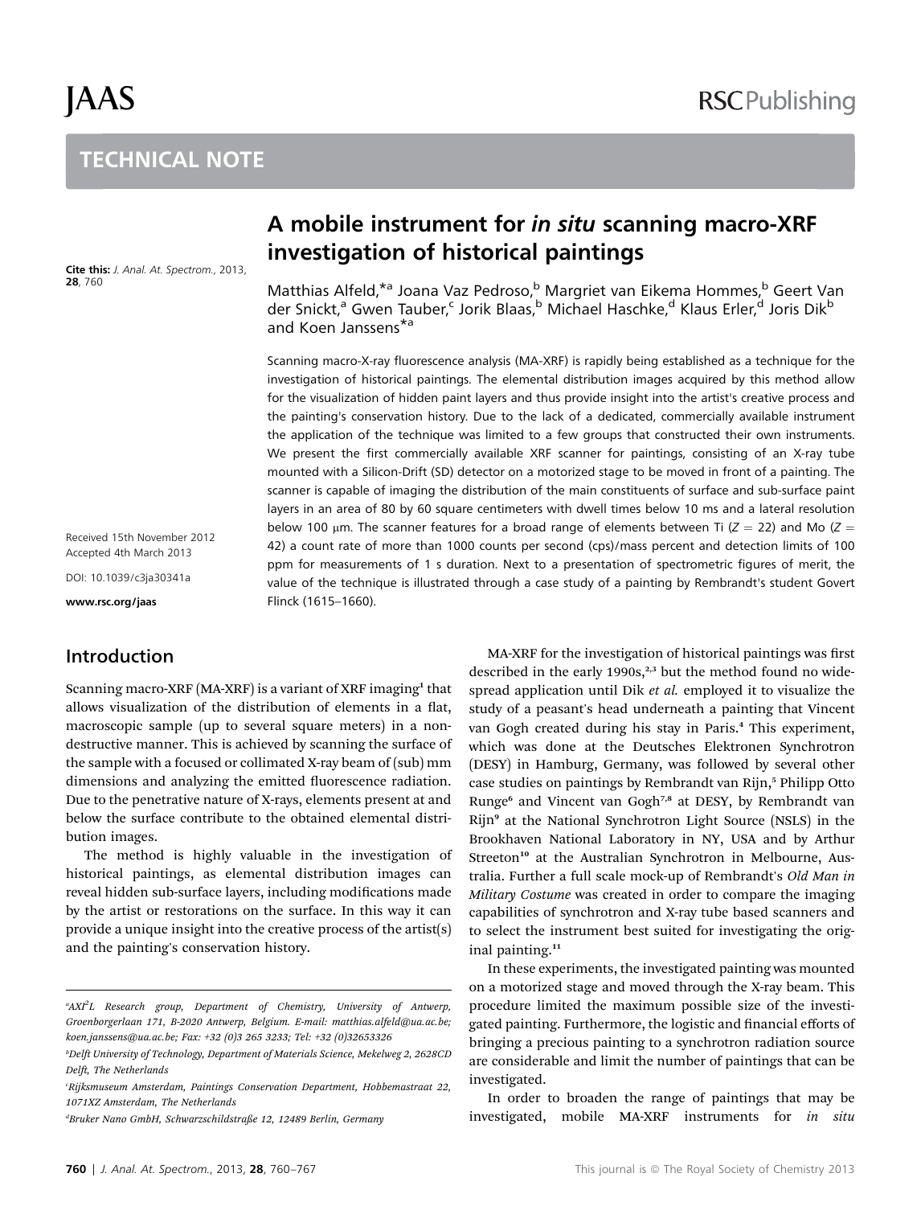JAAS

RSC Publishing

TECHNICAL NOTE

# A mobile instrument for *in situ* scanning macro-XRF investigation of historical paintings

**Cite this:** J. Anal. At. Spectrom., 2013, **28**, 760

Matthias Alfeld,*[a] Joana Vaz Pedroso,[b] Margriet van Eikema Hommes,[b] Geert Van der Snickt,[a] Gwen Tauber,[c] Jorik Blaas,[b] Michael Haschke,[d] Klaus Erler,[d] Joris Dik[b] and Koen Janssens*[a]

Received 15th November 2012
Accepted 4th March 2013

DOI: 10.1039/c3ja30341a

www.rsc.org/jaas

Scanning macro-X-ray fluorescence analysis (MA-XRF) is rapidly being established as a technique for the investigation of historical paintings. The elemental distribution images acquired by this method allow for the visualization of hidden paint layers and thus provide insight into the artist's creative process and the painting's conservation history. Due to the lack of a dedicated, commercially available instrument the application of the technique was limited to a few groups that constructed their own instruments. We present the first commercially available XRF scanner for paintings, consisting of an X-ray tube mounted with a Silicon-Drift (SD) detector on a motorized stage to be moved in front of a painting. The scanner is capable of imaging the distribution of the main constituents of surface and sub-surface paint layers in an area of 80 by 60 square centimeters with dwell times below 10 ms and a lateral resolution below 100 μm. The scanner features for a broad range of elements between Ti ($Z = 22$) and Mo ($Z = 42$) a count rate of more than 1000 counts per second (cps)/mass percent and detection limits of 100 ppm for measurements of 1 s duration. Next to a presentation of spectrometric figures of merit, the value of the technique is illustrated through a case study of a painting by Rembrandt's student Govert Flinck (1615–1660).

## Introduction

Scanning macro-XRF (MA-XRF) is a variant of XRF imaging[1] that allows visualization of the distribution of elements in a flat, macroscopic sample (up to several square meters) in a non-destructive manner. This is achieved by scanning the surface of the sample with a focused or collimated X-ray beam of (sub) mm dimensions and analyzing the emitted fluorescence radiation. Due to the penetrative nature of X-rays, elements present at and below the surface contribute to the obtained elemental distribution images.

The method is highly valuable in the investigation of historical paintings, as elemental distribution images can reveal hidden sub-surface layers, including modifications made by the artist or restorations on the surface. In this way it can provide a unique insight into the creative process of the artist(s) and the painting's conservation history.

MA-XRF for the investigation of historical paintings was first described in the early 1990s,[2,3] but the method found no widespread application until Dik *et al.* employed it to visualize the study of a peasant's head underneath a painting that Vincent van Gogh created during his stay in Paris.[4] This experiment, which was done at the Deutsches Elektronen Synchrotron (DESY) in Hamburg, Germany, was followed by several other case studies on paintings by Rembrandt van Rijn,[5] Philipp Otto Runge[6] and Vincent van Gogh[7,8] at DESY, by Rembrandt van Rijn[9] at the National Synchrotron Light Source (NSLS) in the Brookhaven National Laboratory in NY, USA and by Arthur Streeton[10] at the Australian Synchrotron in Melbourne, Australia. Further a full scale mock-up of Rembrandt's *Old Man in Military Costume* was created in order to compare the imaging capabilities of synchrotron and X-ray tube based scanners and to select the instrument best suited for investigating the original painting.[11]

In these experiments, the investigated painting was mounted on a motorized stage and moved through the X-ray beam. This procedure limited the maximum possible size of the investigated painting. Furthermore, the logistic and financial efforts of bringing a precious painting to a synchrotron radiation source are considerable and limit the number of paintings that can be investigated.

In order to broaden the range of paintings that may be investigated, mobile MA-XRF instruments for *in situ*

[a] AXI²L Research group, Department of Chemistry, University of Antwerp, Groenborgerlaan 171, B-2020 Antwerp, Belgium. E-mail: matthias.alfeld@ua.ac.be; koen.janssens@ua.ac.be; Fax: +32 (0)3 265 3233; Tel: +32 (0)32653326

[b] Delft University of Technology, Department of Materials Science, Mekelweg 2, 2628CD Delft, The Netherlands

[c] Rijksmuseum Amsterdam, Paintings Conservation Department, Hobbemastraat 22, 1071XZ Amsterdam, The Netherlands

[d] Bruker Nano GmbH, Schwarzschildstraße 12, 12489 Berlin, Germany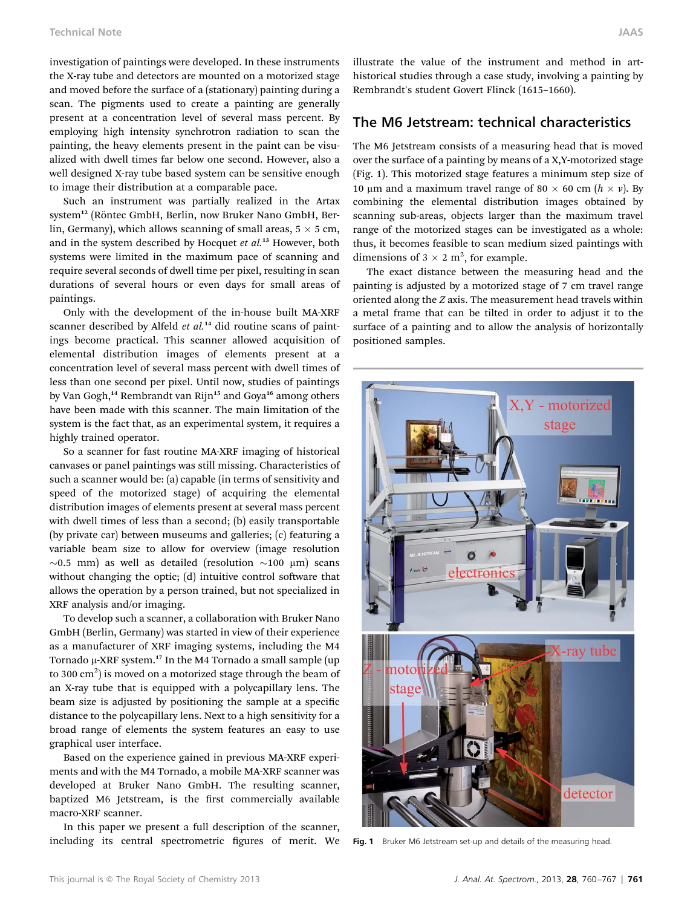investigation of paintings were developed. In these instruments the X-ray tube and detectors are mounted on a motorized stage and moved before the surface of a (stationary) painting during a scan. The pigments used to create a painting are generally present at a concentration level of several mass percent. By employing high intensity synchrotron radiation to scan the painting, the heavy elements present in the paint can be visualized with dwell times far below one second. However, also a well designed X-ray tube based system can be sensitive enough to image their distribution at a comparable pace.

Such an instrument was partially realized in the Artax system[12] (Röntec GmbH, Berlin, now Bruker Nano GmbH, Berlin, Germany), which allows scanning of small areas, 5 × 5 cm, and in the system described by Hocquet *et al.*[13] However, both systems were limited in the maximum pace of scanning and require several seconds of dwell time per pixel, resulting in scan durations of several hours or even days for small areas of paintings.

Only with the development of the in-house built MA-XRF scanner described by Alfeld *et al.*[14] did routine scans of paintings become practical. This scanner allowed acquisition of elemental distribution images of elements present at a concentration level of several mass percent with dwell times of less than one second per pixel. Until now, studies of paintings by Van Gogh,[14] Rembrandt van Rijn[15] and Goya[16] among others have been made with this scanner. The main limitation of the system is the fact that, as an experimental system, it requires a highly trained operator.

So a scanner for fast routine MA-XRF imaging of historical canvases or panel paintings was still missing. Characteristics of such a scanner would be: (a) capable (in terms of sensitivity and speed of the motorized stage) of acquiring the elemental distribution images of elements present at several mass percent with dwell times of less than a second; (b) easily transportable (by private car) between museums and galleries; (c) featuring a variable beam size to allow for overview (image resolution ~0.5 mm) as well as detailed (resolution ~100 μm) scans without changing the optic; (d) intuitive control software that allows the operation by a person trained, but not specialized in XRF analysis and/or imaging.

To develop such a scanner, a collaboration with Bruker Nano GmbH (Berlin, Germany) was started in view of their experience as a manufacturer of XRF imaging systems, including the M4 Tornado μ-XRF system.[17] In the M4 Tornado a small sample (up to 300 cm$^2$) is moved on a motorized stage through the beam of an X-ray tube that is equipped with a polycapillary lens. The beam size is adjusted by positioning the sample at a specific distance to the polycapillary lens. Next to a high sensitivity for a broad range of elements the system features an easy to use graphical user interface.

Based on the experience gained in previous MA-XRF experiments and with the M4 Tornado, a mobile MA-XRF scanner was developed at Bruker Nano GmbH. The resulting scanner, baptized M6 Jetstream, is the first commercially available macro-XRF scanner.

In this paper we present a full description of the scanner, including its central spectrometric figures of merit. We illustrate the value of the instrument and method in art-historical studies through a case study, involving a painting by Rembrandt's student Govert Flinck (1615–1660).

## The M6 Jetstream: technical characteristics

The M6 Jetstream consists of a measuring head that is moved over the surface of a painting by means of a X,Y-motorized stage (Fig. 1). This motorized stage features a minimum step size of 10 μm and a maximum travel range of 80 × 60 cm ($h \times v$). By combining the elemental distribution images obtained by scanning sub-areas, objects larger than the maximum travel range of the motorized stages can be investigated as a whole: thus, it becomes feasible to scan medium sized paintings with dimensions of 3 × 2 m$^2$, for example.

The exact distance between the measuring head and the painting is adjusted by a motorized stage of 7 cm travel range oriented along the $Z$ axis. The measurement head travels within a metal frame that can be tilted in order to adjust it to the surface of a painting and to allow the analysis of horizontally positioned samples.

**Fig. 1** Bruker M6 Jetstream set-up and details of the measuring head.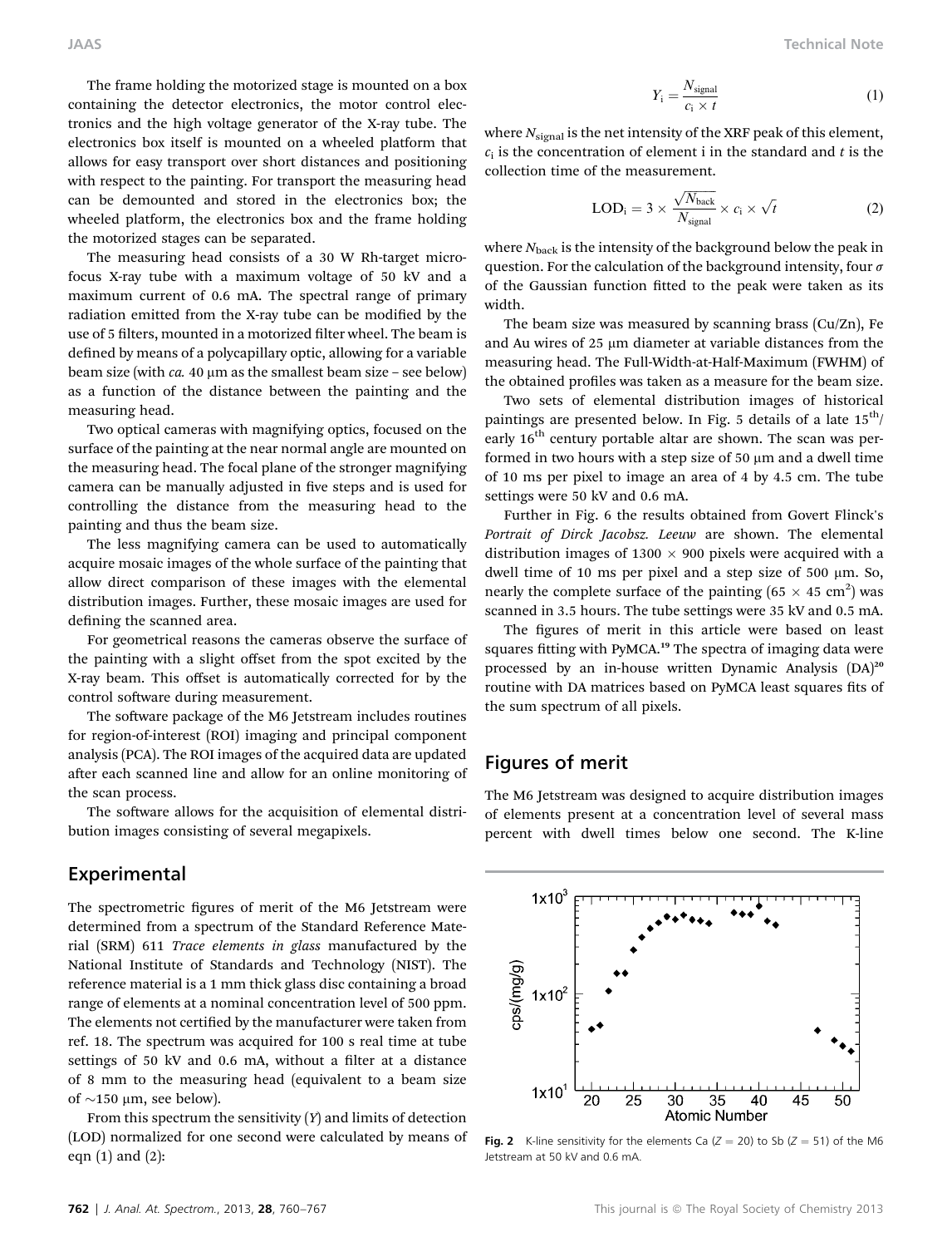The frame holding the motorized stage is mounted on a box containing the detector electronics, the motor control electronics and the high voltage generator of the X-ray tube. The electronics box itself is mounted on a wheeled platform that allows for easy transport over short distances and positioning with respect to the painting. For transport the measuring head can be demounted and stored in the electronics box; the wheeled platform, the electronics box and the frame holding the motorized stages can be separated.

The measuring head consists of a 30 W Rh-target microfocus X-ray tube with a maximum voltage of 50 kV and a maximum current of 0.6 mA. The spectral range of primary radiation emitted from the X-ray tube can be modified by the use of 5 filters, mounted in a motorized filter wheel. The beam is defined by means of a polycapillary optic, allowing for a variable beam size (with *ca.* 40 μm as the smallest beam size – see below) as a function of the distance between the painting and the measuring head.

Two optical cameras with magnifying optics, focused on the surface of the painting at the near normal angle are mounted on the measuring head. The focal plane of the stronger magnifying camera can be manually adjusted in five steps and is used for controlling the distance from the measuring head to the painting and thus the beam size.

The less magnifying camera can be used to automatically acquire mosaic images of the whole surface of the painting that allow direct comparison of these images with the elemental distribution images. Further, these mosaic images are used for defining the scanned area.

For geometrical reasons the cameras observe the surface of the painting with a slight offset from the spot excited by the X-ray beam. This offset is automatically corrected for by the control software during measurement.

The software package of the M6 Jetstream includes routines for region-of-interest (ROI) imaging and principal component analysis (PCA). The ROI images of the acquired data are updated after each scanned line and allow for an online monitoring of the scan process.

The software allows for the acquisition of elemental distribution images consisting of several megapixels.

## Experimental

The spectrometric figures of merit of the M6 Jetstream were determined from a spectrum of the Standard Reference Material (SRM) 611 *Trace elements in glass* manufactured by the National Institute of Standards and Technology (NIST). The reference material is a 1 mm thick glass disc containing a broad range of elements at a nominal concentration level of 500 ppm. The elements not certified by the manufacturer were taken from ref. 18. The spectrum was acquired for 100 s real time at tube settings of 50 kV and 0.6 mA, without a filter at a distance of 8 mm to the measuring head (equivalent to a beam size of ∼150 μm, see below).

From this spectrum the sensitivity ($Y$) and limits of detection (LOD) normalized for one second were calculated by means of eqn (1) and (2):

$$Y_i = \frac{N_{signal}}{c_i \times t} \tag{1}$$

where $N_{signal}$ is the net intensity of the XRF peak of this element, $c_i$ is the concentration of element i in the standard and $t$ is the collection time of the measurement.

$$LOD_i = 3 \times \frac{\sqrt{N_{back}}}{N_{signal}} \times c_i \times \sqrt{t} \tag{2}$$

where $N_{back}$ is the intensity of the background below the peak in question. For the calculation of the background intensity, four $\sigma$ of the Gaussian function fitted to the peak were taken as its width.

The beam size was measured by scanning brass (Cu/Zn), Fe and Au wires of 25 μm diameter at variable distances from the measuring head. The Full-Width-at-Half-Maximum (FWHM) of the obtained profiles was taken as a measure for the beam size.

Two sets of elemental distribution images of historical paintings are presented below. In Fig. 5 details of a late $15^{th}$/early $16^{th}$ century portable altar are shown. The scan was performed in two hours with a step size of 50 μm and a dwell time of 10 ms per pixel to image an area of 4 by 4.5 cm. The tube settings were 50 kV and 0.6 mA.

Further in Fig. 6 the results obtained from Govert Flinck's *Portrait of Dirck Jacobsz. Leeuw* are shown. The elemental distribution images of 1300 × 900 pixels were acquired with a dwell time of 10 ms per pixel and a step size of 500 μm. So, nearly the complete surface of the painting (65 × 45 $cm^2$) was scanned in 3.5 hours. The tube settings were 35 kV and 0.5 mA.

The figures of merit in this article were based on least squares fitting with PyMCA.[19] The spectra of imaging data were processed by an in-house written Dynamic Analysis (DA)[20] routine with DA matrices based on PyMCA least squares fits of the sum spectrum of all pixels.

## Figures of merit

The M6 Jetstream was designed to acquire distribution images of elements present at a concentration level of several mass percent with dwell times below one second. The K-line

**Fig. 2** K-line sensitivity for the elements Ca ($Z = 20$) to Sb ($Z = 51$) of the M6 Jetstream at 50 kV and 0.6 mA.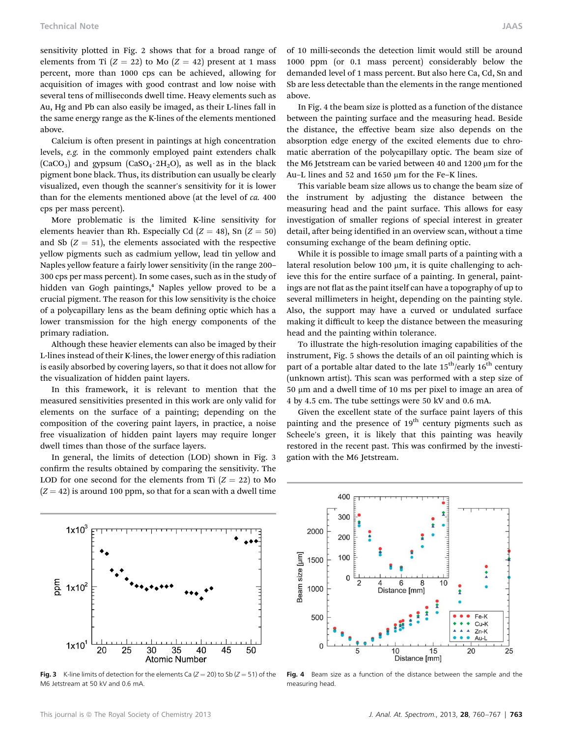sensitivity plotted in Fig. 2 shows that for a broad range of elements from Ti ($Z = 22$) to Mo ($Z = 42$) present at 1 mass percent, more than 1000 cps can be achieved, allowing for acquisition of images with good contrast and low noise with several tens of milliseconds dwell time. Heavy elements such as Au, Hg and Pb can also easily be imaged, as their L-lines fall in the same energy range as the K-lines of the elements mentioned above.

Calcium is often present in paintings at high concentration levels, *e.g.* in the commonly employed paint extenders chalk ($CaCO_3$) and gypsum ($CaSO_4 \cdot 2H_2O$), as well as in the black pigment bone black. Thus, its distribution can usually be clearly visualized, even though the scanner's sensitivity for it is lower than for the elements mentioned above (at the level of *ca.* 400 cps per mass percent).

More problematic is the limited K-line sensitivity for elements heavier than Rh. Especially Cd ($Z = 48$), Sn ($Z = 50$) and Sb ($Z = 51$), the elements associated with the respective yellow pigments such as cadmium yellow, lead tin yellow and Naples yellow feature a fairly lower sensitivity (in the range 200–300 cps per mass percent). In some cases, such as in the study of hidden van Gogh paintings,[4] Naples yellow proved to be a crucial pigment. The reason for this low sensitivity is the choice of a polycapillary lens as the beam defining optic which has a lower transmission for the high energy components of the primary radiation.

Although these heavier elements can also be imaged by their L-lines instead of their K-lines, the lower energy of this radiation is easily absorbed by covering layers, so that it does not allow for the visualization of hidden paint layers.

In this framework, it is relevant to mention that the measured sensitivities presented in this work are only valid for elements on the surface of a painting; depending on the composition of the covering paint layers, in practice, a noise free visualization of hidden paint layers may require longer dwell times than those of the surface layers.

In general, the limits of detection (LOD) shown in Fig. 3 confirm the results obtained by comparing the sensitivity. The LOD for one second for the elements from Ti ($Z = 22$) to Mo ($Z = 42$) is around 100 ppm, so that for a scan with a dwell time of 10 milli-seconds the detection limit would still be around 1000 ppm (or 0.1 mass percent) considerably below the demanded level of 1 mass percent. But also here Ca, Cd, Sn and Sb are less detectable than the elements in the range mentioned above.

Fig. 3 K-line limits of detection for the elements Ca ($Z = 20$) to Sb ($Z = 51$) of the M6 Jetstream at 50 kV and 0.6 mA.

In Fig. 4 the beam size is plotted as a function of the distance between the painting surface and the measuring head. Beside the distance, the effective beam size also depends on the absorption edge energy of the excited elements due to chromatic aberration of the polycapillary optic. The beam size of the M6 Jetstream can be varied between 40 and 1200 μm for the Au–L lines and 52 and 1650 μm for the Fe–K lines.

This variable beam size allows us to change the beam size of the instrument by adjusting the distance between the measuring head and the paint surface. This allows for easy investigation of smaller regions of special interest in greater detail, after being identified in an overview scan, without a time consuming exchange of the beam defining optic.

While it is possible to image small parts of a painting with a lateral resolution below 100 μm, it is quite challenging to achieve this for the entire surface of a painting. In general, paintings are not flat as the paint itself can have a topography of up to several millimeters in height, depending on the painting style. Also, the support may have a curved or undulated surface making it difficult to keep the distance between the measuring head and the painting within tolerance.

To illustrate the high-resolution imaging capabilities of the instrument, Fig. 5 shows the details of an oil painting which is part of a portable altar dated to the late 15th/early 16th century (unknown artist). This scan was performed with a step size of 50 μm and a dwell time of 10 ms per pixel to image an area of 4 by 4.5 cm. The tube settings were 50 kV and 0.6 mA.

Given the excellent state of the surface paint layers of this painting and the presence of 19th century pigments such as Scheele's green, it is likely that this painting was heavily restored in the recent past. This was confirmed by the investigation with the M6 Jetstream.

Fig. 4 Beam size as a function of the distance between the sample and the measuring head.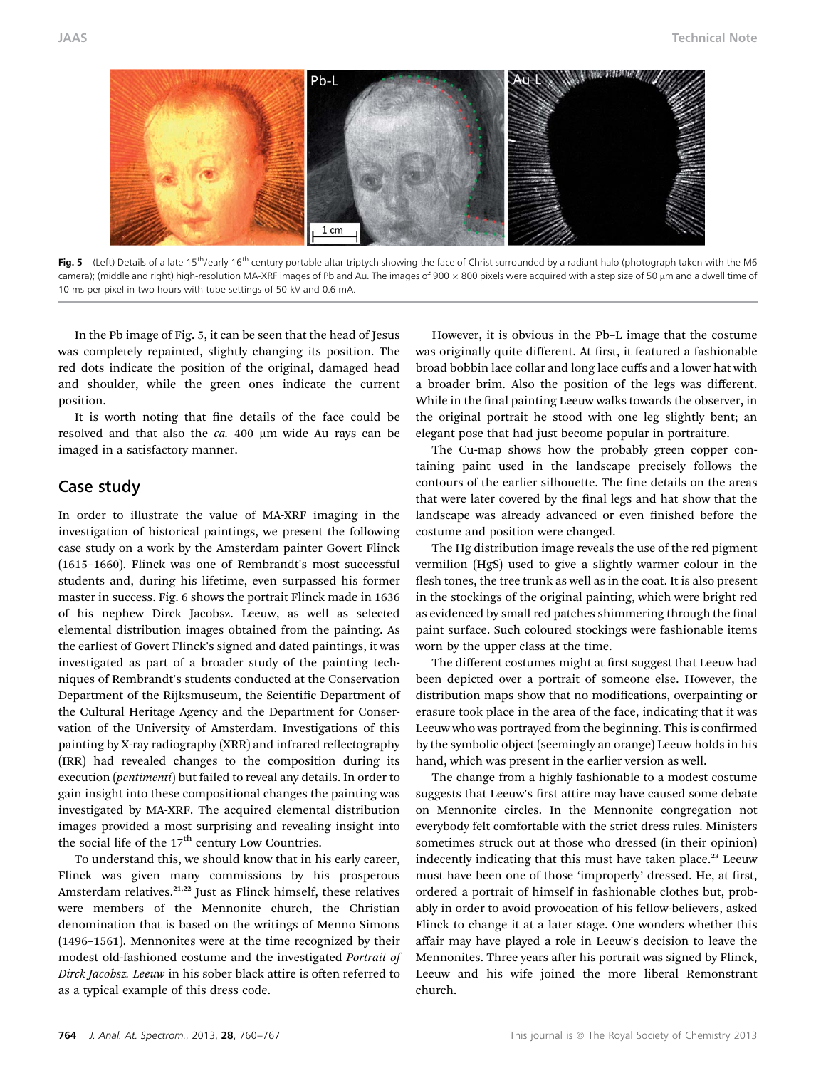Fig. 5 (Left) Details of a late 15th/early 16th century portable altar triptych showing the face of Christ surrounded by a radiant halo (photograph taken with the M6 camera); (middle and right) high-resolution MA-XRF images of Pb and Au. The images of 900 × 800 pixels were acquired with a step size of 50 μm and a dwell time of 10 ms per pixel in two hours with tube settings of 50 kV and 0.6 mA.

In the Pb image of Fig. 5, it can be seen that the head of Jesus was completely repainted, slightly changing its position. The red dots indicate the position of the original, damaged head and shoulder, while the green ones indicate the current position.

It is worth noting that fine details of the face could be resolved and that also the *ca.* 400 μm wide Au rays can be imaged in a satisfactory manner.

## Case study

In order to illustrate the value of MA-XRF imaging in the investigation of historical paintings, we present the following case study on a work by the Amsterdam painter Govert Flinck (1615–1660). Flinck was one of Rembrandt's most successful students and, during his lifetime, even surpassed his former master in success. Fig. 6 shows the portrait Flinck made in 1636 of his nephew Dirck Jacobsz. Leeuw, as well as selected elemental distribution images obtained from the painting. As the earliest of Govert Flinck's signed and dated paintings, it was investigated as part of a broader study of the painting techniques of Rembrandt's students conducted at the Conservation Department of the Rijksmuseum, the Scientific Department of the Cultural Heritage Agency and the Department for Conservation of the University of Amsterdam. Investigations of this painting by X-ray radiography (XRR) and infrared reflectography (IRR) had revealed changes to the composition during its execution (*pentimenti*) but failed to reveal any details. In order to gain insight into these compositional changes the painting was investigated by MA-XRF. The acquired elemental distribution images provided a most surprising and revealing insight into the social life of the 17th century Low Countries.

To understand this, we should know that in his early career, Flinck was given many commissions by his prosperous Amsterdam relatives.[21,22] Just as Flinck himself, these relatives were members of the Mennonite church, the Christian denomination that is based on the writings of Menno Simons (1496–1561). Mennonites were at the time recognized by their modest old-fashioned costume and the investigated *Portrait of Dirck Jacobsz. Leeuw* in his sober black attire is often referred to as a typical example of this dress code.

However, it is obvious in the Pb–L image that the costume was originally quite different. At first, it featured a fashionable broad bobbin lace collar and long lace cuffs and a lower hat with a broader brim. Also the position of the legs was different. While in the final painting Leeuw walks towards the observer, in the original portrait he stood with one leg slightly bent; an elegant pose that had just become popular in portraiture.

The Cu-map shows how the probably green copper containing paint used in the landscape precisely follows the contours of the earlier silhouette. The fine details on the areas that were later covered by the final legs and hat show that the landscape was already advanced or even finished before the costume and position were changed.

The Hg distribution image reveals the use of the red pigment vermilion (HgS) used to give a slightly warmer colour in the flesh tones, the tree trunk as well as in the coat. It is also present in the stockings of the original painting, which were bright red as evidenced by small red patches shimmering through the final paint surface. Such coloured stockings were fashionable items worn by the upper class at the time.

The different costumes might at first suggest that Leeuw had been depicted over a portrait of someone else. However, the distribution maps show that no modifications, overpainting or erasure took place in the area of the face, indicating that it was Leeuw who was portrayed from the beginning. This is confirmed by the symbolic object (seemingly an orange) Leeuw holds in his hand, which was present in the earlier version as well.

The change from a highly fashionable to a modest costume suggests that Leeuw's first attire may have caused some debate on Mennonite circles. In the Mennonite congregation not everybody felt comfortable with the strict dress rules. Ministers sometimes struck out at those who dressed (in their opinion) indecently indicating that this must have taken place.[23] Leeuw must have been one of those 'improperly' dressed. He, at first, ordered a portrait of himself in fashionable clothes but, probably in order to avoid provocation of his fellow-believers, asked Flinck to change it at a later stage. One wonders whether this affair may have played a role in Leeuw's decision to leave the Mennonites. Three years after his portrait was signed by Flinck, Leeuw and his wife joined the more liberal Remonstrant church.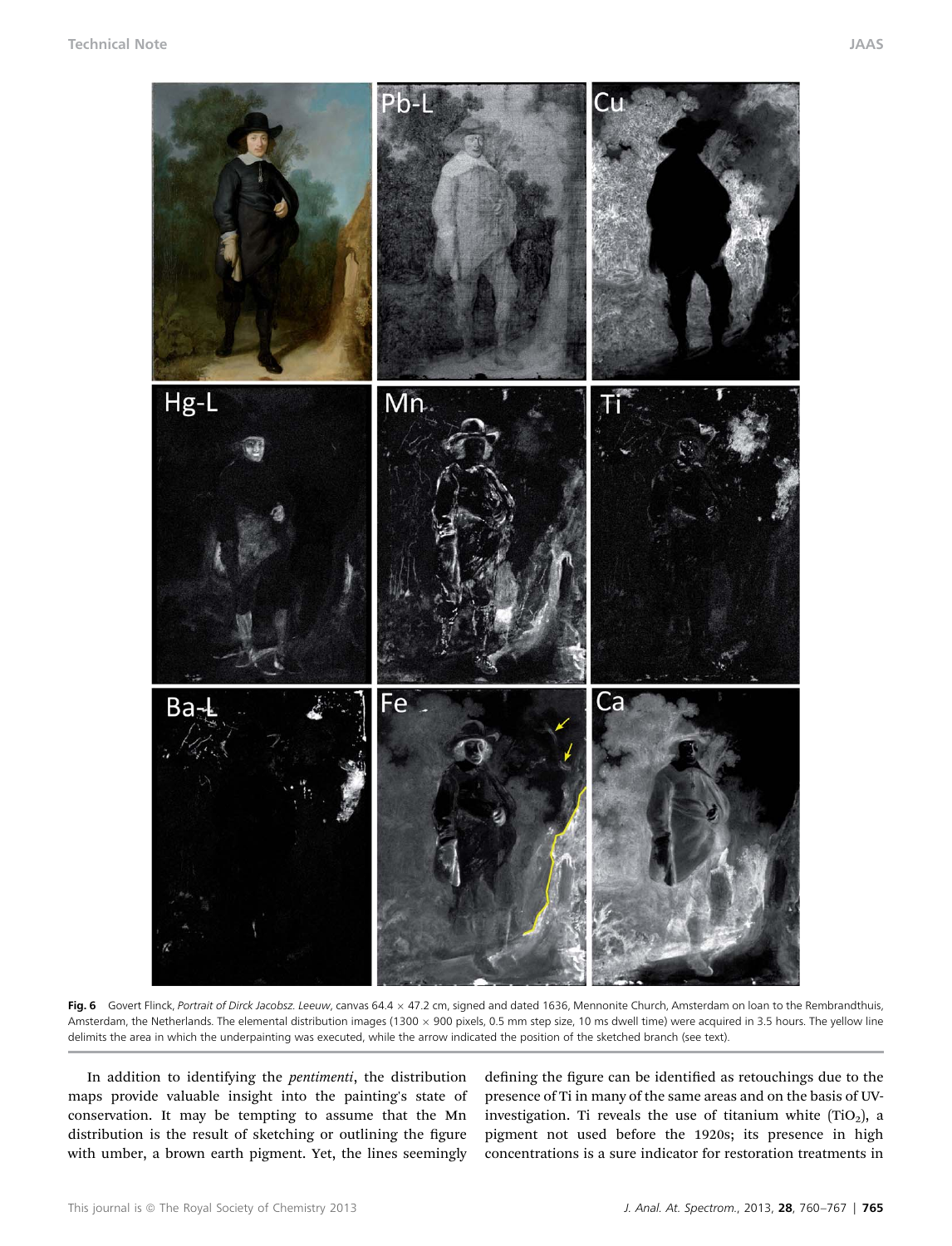**Fig. 6** Govert Flinck, *Portrait of Dirck Jacobsz. Leeuw*, canvas 64.4 × 47.2 cm, signed and dated 1636, Mennonite Church, Amsterdam on loan to the Rembrandthuis, Amsterdam, the Netherlands. The elemental distribution images (1300 × 900 pixels, 0.5 mm step size, 10 ms dwell time) were acquired in 3.5 hours. The yellow line delimits the area in which the underpainting was executed, while the arrow indicated the position of the sketched branch (see text).

In addition to identifying the *pentimenti*, the distribution maps provide valuable insight into the painting's state of conservation. It may be tempting to assume that the Mn distribution is the result of sketching or outlining the figure with umber, a brown earth pigment. Yet, the lines seemingly defining the figure can be identified as retouchings due to the presence of Ti in many of the same areas and on the basis of UV-investigation. Ti reveals the use of titanium white ($TiO_2$), a pigment not used before the 1920s; its presence in high concentrations is a sure indicator for restoration treatments in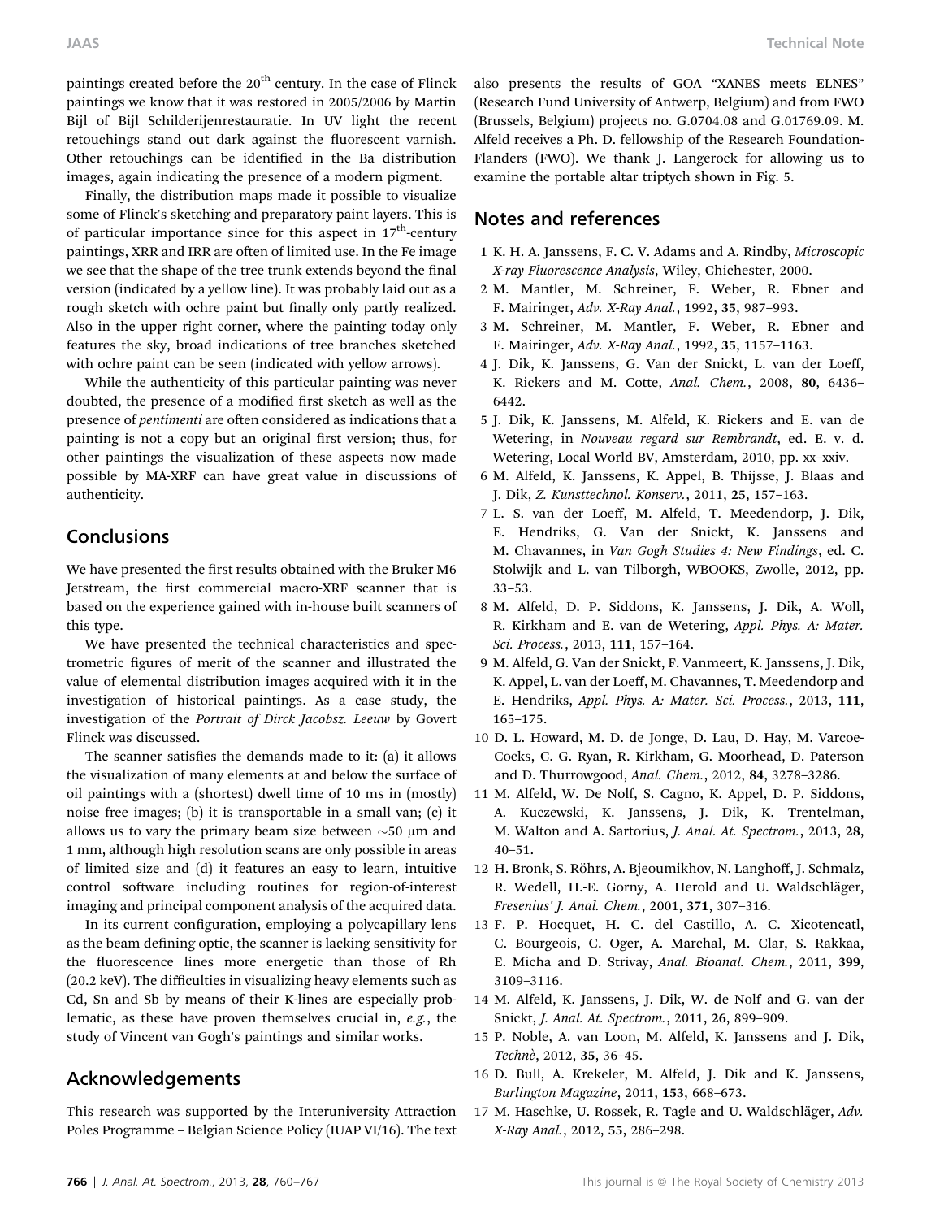paintings created before the 20th century. In the case of Flinck paintings we know that it was restored in 2005/2006 by Martin Bijl of Bijl Schilderijenrestauratie. In UV light the recent retouchings stand out dark against the fluorescent varnish. Other retouchings can be identified in the Ba distribution images, again indicating the presence of a modern pigment.

Finally, the distribution maps made it possible to visualize some of Flinck's sketching and preparatory paint layers. This is of particular importance since for this aspect in 17th-century paintings, XRR and IRR are often of limited use. In the Fe image we see that the shape of the tree trunk extends beyond the final version (indicated by a yellow line). It was probably laid out as a rough sketch with ochre paint but finally only partly realized. Also in the upper right corner, where the painting today only features the sky, broad indications of tree branches sketched with ochre paint can be seen (indicated with yellow arrows).

While the authenticity of this particular painting was never doubted, the presence of a modified first sketch as well as the presence of *pentimenti* are often considered as indications that a painting is not a copy but an original first version; thus, for other paintings the visualization of these aspects now made possible by MA-XRF can have great value in discussions of authenticity.

## Conclusions

We have presented the first results obtained with the Bruker M6 Jetstream, the first commercial macro-XRF scanner that is based on the experience gained with in-house built scanners of this type.

We have presented the technical characteristics and spectrometric figures of merit of the scanner and illustrated the value of elemental distribution images acquired with it in the investigation of historical paintings. As a case study, the investigation of the *Portrait of Dirck Jacobsz. Leeuw* by Govert Flinck was discussed.

The scanner satisfies the demands made to it: (a) it allows the visualization of many elements at and below the surface of oil paintings with a (shortest) dwell time of 10 ms in (mostly) noise free images; (b) it is transportable in a small van; (c) it allows us to vary the primary beam size between ~50 μm and 1 mm, although high resolution scans are only possible in areas of limited size and (d) it features an easy to learn, intuitive control software including routines for region-of-interest imaging and principal component analysis of the acquired data.

In its current configuration, employing a polycapillary lens as the beam defining optic, the scanner is lacking sensitivity for the fluorescence lines more energetic than those of Rh (20.2 keV). The difficulties in visualizing heavy elements such as Cd, Sn and Sb by means of their K-lines are especially problematic, as these have proven themselves crucial in, *e.g.*, the study of Vincent van Gogh's paintings and similar works.

## Acknowledgements

This research was supported by the Interuniversity Attraction Poles Programme – Belgian Science Policy (IUAP VI/16). The text also presents the results of GOA "XANES meets ELNES" (Research Fund University of Antwerp, Belgium) and from FWO (Brussels, Belgium) projects no. G.0704.08 and G.01769.09. M. Alfeld receives a Ph. D. fellowship of the Research Foundation-Flanders (FWO). We thank J. Langerock for allowing us to examine the portable altar triptych shown in Fig. 5.

## Notes and references

1. K. H. A. Janssens, F. C. V. Adams and A. Rindby, *Microscopic X-ray Fluorescence Analysis*, Wiley, Chichester, 2000.
2. M. Mantler, M. Schreiner, F. Weber, R. Ebner and F. Mairinger, *Adv. X-Ray Anal.*, 1992, **35**, 987–993.
3. M. Schreiner, M. Mantler, F. Weber, R. Ebner and F. Mairinger, *Adv. X-Ray Anal.*, 1992, **35**, 1157–1163.
4. J. Dik, K. Janssens, G. Van der Snickt, L. van der Loeff, K. Rickers and M. Cotte, *Anal. Chem.*, 2008, **80**, 6436–6442.
5. J. Dik, K. Janssens, M. Alfeld, K. Rickers and E. van de Wetering, in *Nouveau regard sur Rembrandt*, ed. E. v. d. Wetering, Local World BV, Amsterdam, 2010, pp. xx–xxiv.
6. M. Alfeld, K. Janssens, K. Appel, B. Thijsse, J. Blaas and J. Dik, *Z. Kunsttechnol. Konserv.*, 2011, **25**, 157–163.
7. L. S. van der Loeff, M. Alfeld, T. Meedendorp, J. Dik, E. Hendriks, G. Van der Snickt, K. Janssens and M. Chavannes, in *Van Gogh Studies 4: New Findings*, ed. C. Stolwijk and L. van Tilborgh, WBOOKS, Zwolle, 2012, pp. 33–53.
8. M. Alfeld, D. P. Siddons, K. Janssens, J. Dik, A. Woll, R. Kirkham and E. van de Wetering, *Appl. Phys. A: Mater. Sci. Process.*, 2013, **111**, 157–164.
9. M. Alfeld, G. Van der Snickt, F. Vanmeert, K. Janssens, J. Dik, K. Appel, L. van der Loeff, M. Chavannes, T. Meedendorp and E. Hendriks, *Appl. Phys. A: Mater. Sci. Process.*, 2013, **111**, 165–175.
10. D. L. Howard, M. D. de Jonge, D. Lau, D. Hay, M. Varcoe-Cocks, C. G. Ryan, R. Kirkham, G. Moorhead, D. Paterson and D. Thurrowgood, *Anal. Chem.*, 2012, **84**, 3278–3286.
11. M. Alfeld, W. De Nolf, S. Cagno, K. Appel, D. P. Siddons, A. Kuczewski, K. Janssens, J. Dik, K. Trentelman, M. Walton and A. Sartorius, *J. Anal. At. Spectrom.*, 2013, **28**, 40–51.
12. H. Bronk, S. Röhrs, A. Bjeoumikhov, N. Langhoff, J. Schmalz, R. Wedell, H.-E. Gorny, A. Herold and U. Waldschläger, *Fresenius' J. Anal. Chem.*, 2001, **371**, 307–316.
13. F. P. Hocquet, H. C. del Castillo, A. C. Xicotencatl, C. Bourgeois, C. Oger, A. Marchal, M. Clar, S. Rakkaa, E. Micha and D. Strivay, *Anal. Bioanal. Chem.*, 2011, **399**, 3109–3116.
14. M. Alfeld, K. Janssens, J. Dik, W. de Nolf and G. van der Snickt, *J. Anal. At. Spectrom.*, 2011, **26**, 899–909.
15. P. Noble, A. van Loon, M. Alfeld, K. Janssens and J. Dik, *Technè*, 2012, **35**, 36–45.
16. D. Bull, A. Krekeler, M. Alfeld, J. Dik and K. Janssens, *Burlington Magazine*, 2011, **153**, 668–673.
17. M. Haschke, U. Rossek, R. Tagle and U. Waldschläger, *Adv. X-Ray Anal.*, 2012, **55**, 286–298.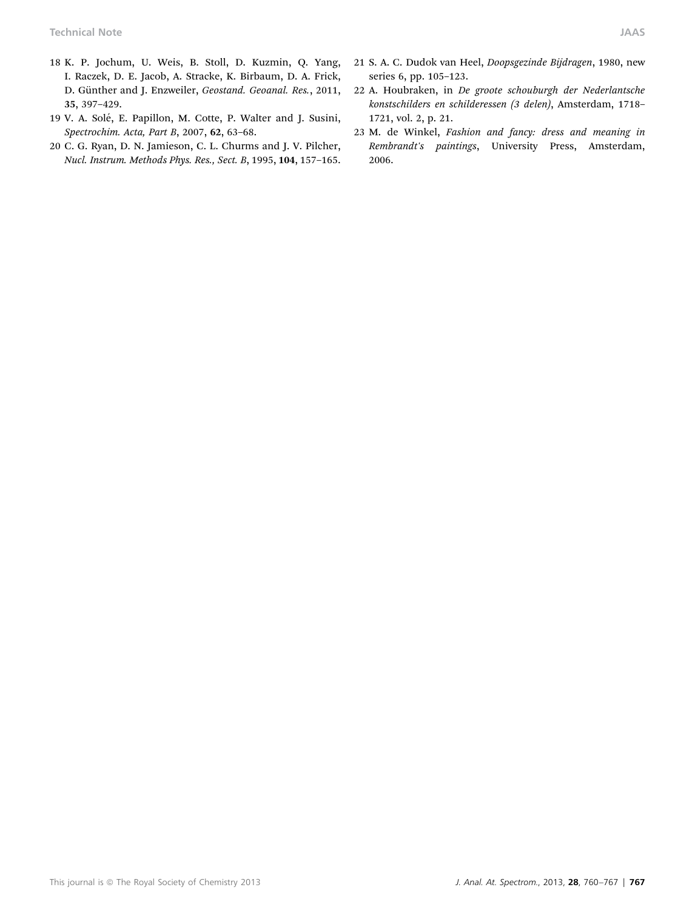18 K. P. Jochum, U. Weis, B. Stoll, D. Kuzmin, Q. Yang, I. Raczek, D. E. Jacob, A. Stracke, K. Birbaum, D. A. Frick, D. Günther and J. Enzweiler, *Geostand. Geoanal. Res.*, 2011, **35**, 397–429.

19 V. A. Solé, E. Papillon, M. Cotte, P. Walter and J. Susini, *Spectrochim. Acta, Part B*, 2007, **62**, 63–68.

20 C. G. Ryan, D. N. Jamieson, C. L. Churms and J. V. Pilcher, *Nucl. Instrum. Methods Phys. Res., Sect. B*, 1995, **104**, 157–165.

21 S. A. C. Dudok van Heel, *Doopsgezinde Bijdragen*, 1980, new series 6, pp. 105–123.

22 A. Houbraken, in *De groote schouburgh der Nederlantsche konstschilders en schilderessen (3 delen)*, Amsterdam, 1718–1721, vol. 2, p. 21.

23 M. de Winkel, *Fashion and fancy: dress and meaning in Rembrandt's paintings*, University Press, Amsterdam, 2006.